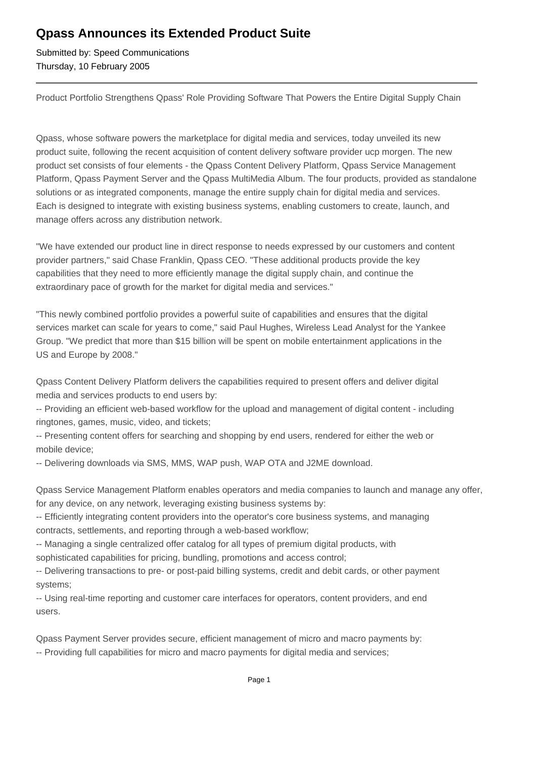# Qpass Announces its Extended Product Suite

Submitted by: Speed Communications
Thursday, 10 February 2005

---

Product Portfolio Strengthens Qpass' Role Providing Software That Powers the Entire Digital Supply Chain

Qpass, whose software powers the marketplace for digital media and services, today unveiled its new product suite, following the recent acquisition of content delivery software provider ucp morgen. The new product set consists of four elements - the Qpass Content Delivery Platform, Qpass Service Management Platform, Qpass Payment Server and the Qpass MultiMedia Album. The four products, provided as standalone solutions or as integrated components, manage the entire supply chain for digital media and services. Each is designed to integrate with existing business systems, enabling customers to create, launch, and manage offers across any distribution network.

"We have extended our product line in direct response to needs expressed by our customers and content provider partners," said Chase Franklin, Qpass CEO. "These additional products provide the key capabilities that they need to more efficiently manage the digital supply chain, and continue the extraordinary pace of growth for the market for digital media and services."

"This newly combined portfolio provides a powerful suite of capabilities and ensures that the digital services market can scale for years to come," said Paul Hughes, Wireless Lead Analyst for the Yankee Group. "We predict that more than $15 billion will be spent on mobile entertainment applications in the US and Europe by 2008."

Qpass Content Delivery Platform delivers the capabilities required to present offers and deliver digital media and services products to end users by:
-- Providing an efficient web-based workflow for the upload and management of digital content - including ringtones, games, music, video, and tickets;
-- Presenting content offers for searching and shopping by end users, rendered for either the web or mobile device;
-- Delivering downloads via SMS, MMS, WAP push, WAP OTA and J2ME download.

Qpass Service Management Platform enables operators and media companies to launch and manage any offer, for any device, on any network, leveraging existing business systems by:
-- Efficiently integrating content providers into the operator's core business systems, and managing contracts, settlements, and reporting through a web-based workflow;
-- Managing a single centralized offer catalog for all types of premium digital products, with sophisticated capabilities for pricing, bundling, promotions and access control;
-- Delivering transactions to pre- or post-paid billing systems, credit and debit cards, or other payment systems;
-- Using real-time reporting and customer care interfaces for operators, content providers, and end users.

Qpass Payment Server provides secure, efficient management of micro and macro payments by:
-- Providing full capabilities for micro and macro payments for digital media and services;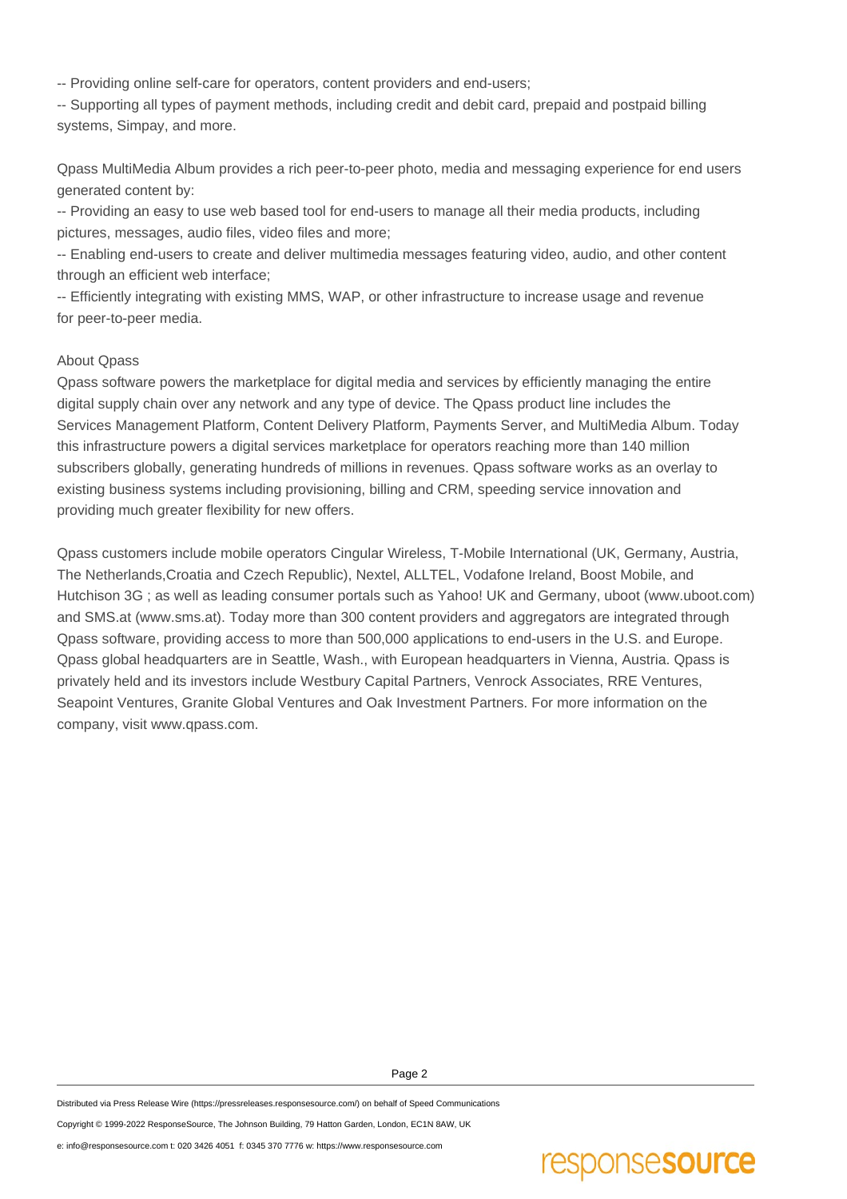-- Providing online self-care for operators, content providers and end-users;

-- Supporting all types of payment methods, including credit and debit card, prepaid and postpaid billing systems, Simpay, and more.

Qpass MultiMedia Album provides a rich peer-to-peer photo, media and messaging experience for end users generated content by:

-- Providing an easy to use web based tool for end-users to manage all their media products, including pictures, messages, audio files, video files and more;

-- Enabling end-users to create and deliver multimedia messages featuring video, audio, and other content through an efficient web interface;

-- Efficiently integrating with existing MMS, WAP, or other infrastructure to increase usage and revenue for peer-to-peer media.

About Qpass

Qpass software powers the marketplace for digital media and services by efficiently managing the entire digital supply chain over any network and any type of device. The Qpass product line includes the Services Management Platform, Content Delivery Platform, Payments Server, and MultiMedia Album. Today this infrastructure powers a digital services marketplace for operators reaching more than 140 million subscribers globally, generating hundreds of millions in revenues. Qpass software works as an overlay to existing business systems including provisioning, billing and CRM, speeding service innovation and providing much greater flexibility for new offers.

Qpass customers include mobile operators Cingular Wireless, T-Mobile International (UK, Germany, Austria, The Netherlands,Croatia and Czech Republic), Nextel, ALLTEL, Vodafone Ireland, Boost Mobile, and Hutchison 3G ; as well as leading consumer portals such as Yahoo! UK and Germany, uboot (www.uboot.com) and SMS.at (www.sms.at). Today more than 300 content providers and aggregators are integrated through Qpass software, providing access to more than 500,000 applications to end-users in the U.S. and Europe. Qpass global headquarters are in Seattle, Wash., with European headquarters in Vienna, Austria. Qpass is privately held and its investors include Westbury Capital Partners, Venrock Associates, RRE Ventures, Seapoint Ventures, Granite Global Ventures and Oak Investment Partners. For more information on the company, visit www.qpass.com.